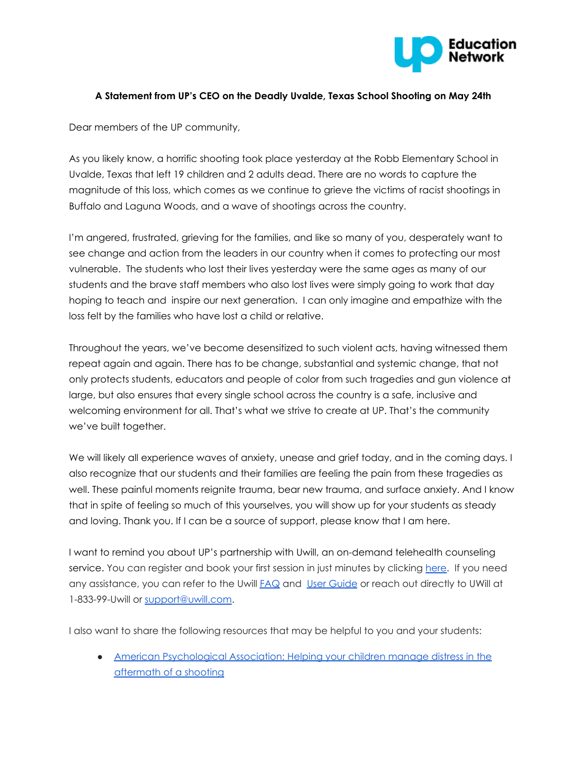UP Education Network

**A Statement from UP's CEO on the Deadly Uvalde, Texas School Shooting on May 24th**

Dear members of the UP community,

As you likely know, a horrific shooting took place yesterday at the Robb Elementary School in Uvalde, Texas that left 19 children and 2 adults dead. There are no words to capture the magnitude of this loss, which comes as we continue to grieve the victims of racist shootings in Buffalo and Laguna Woods, and a wave of shootings across the country.

I'm angered, frustrated, grieving for the families, and like so many of you, desperately want to see change and action from the leaders in our country when it comes to protecting our most vulnerable. The students who lost their lives yesterday were the same ages as many of our students and the brave staff members who also lost lives were simply going to work that day hoping to teach and inspire our next generation. I can only imagine and empathize with the loss felt by the families who have lost a child or relative.

Throughout the years, we've become desensitized to such violent acts, having witnessed them repeat again and again. There has to be change, substantial and systemic change, that not only protects students, educators and people of color from such tragedies and gun violence at large, but also ensures that every single school across the country is a safe, inclusive and welcoming environment for all. That's what we strive to create at UP. That's the community we've built together.

We will likely all experience waves of anxiety, unease and grief today, and in the coming days. I also recognize that our students and their families are feeling the pain from these tragedies as well. These painful moments reignite trauma, bear new trauma, and surface anxiety. And I know that in spite of feeling so much of this yourselves, you will show up for your students as steady and loving. Thank you. If I can be a source of support, please know that I am here.

I want to remind you about UP's partnership with Uwill, an on-demand telehealth counseling service. You can register and book your first session in just minutes by clicking here. If you need any assistance, you can refer to the Uwill FAQ and User Guide or reach out directly to UWill at 1-833-99-Uwill or support@uwill.com.

I also want to share the following resources that may be helpful to you and your students:

- American Psychological Association: Helping your children manage distress in the aftermath of a shooting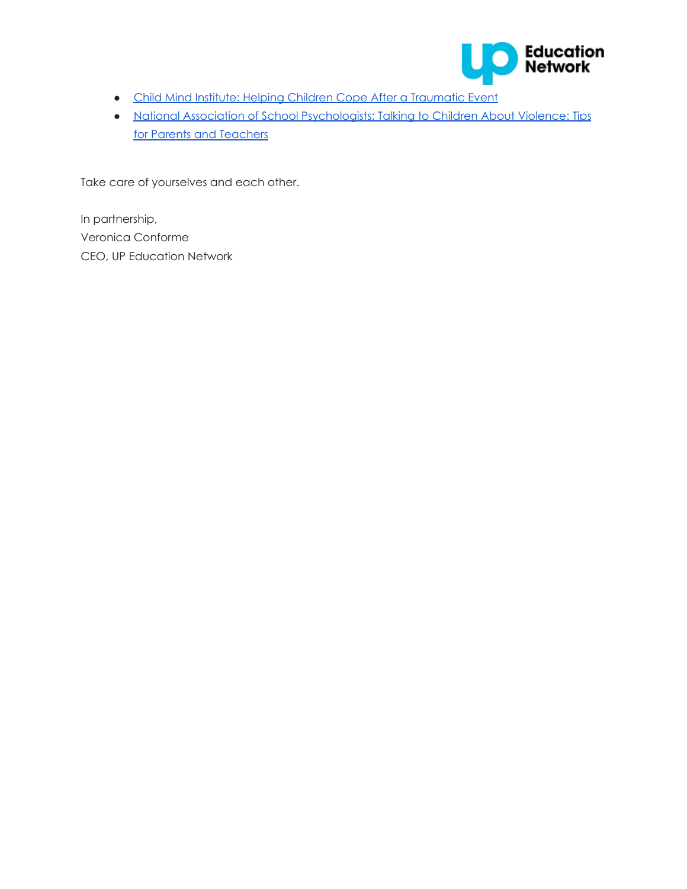- Child Mind Institute: Helping Children Cope After a Traumatic Event
- National Association of School Psychologists: Talking to Children About Violence: Tips for Parents and Teachers

Take care of yourselves and each other.

In partnership,
Veronica Conforme
CEO, UP Education Network